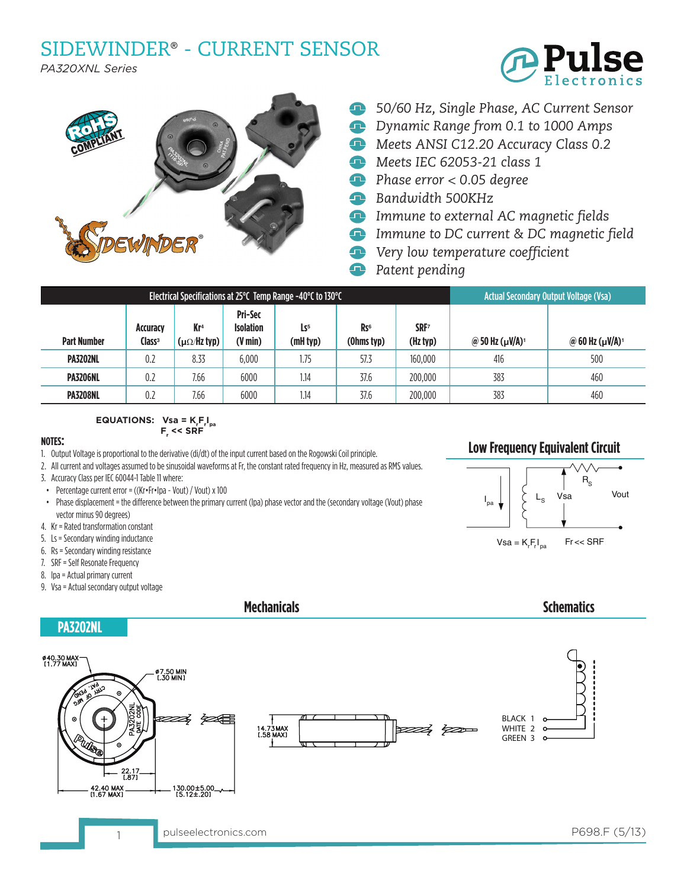# SIDEWINDER® - CURRENT SENSOR

*PA320XNL Series*

- *50/60 Hz, Single Phase, AC Current Sensor*
- *Dynamic Range from 0.1 to 1000 Amps*
- *Meets ANSI C12.20 Accuracy Class 0.2*
- *Meets IEC 62053-21 class 1*
- *Phase error < 0.05 degree*
- *Bandwidth 500KHz*
- *Immune to external AC magnetic fields*
- *Immune to DC current & DC magnetic field*
- *Very low temperature coefficient*
- *Patent pending*

| Electrical Specifications at 25°C Temp Range -40°C to 130°C | | | | | | | Actual Secondary Output Voltage (Vsa) | |
|---|---|---|---|---|---|---|---|---|
| Part Number | Accuracy Class[3] | Kr[4] (μΩ/Hz typ) | Pri-Sec Isolation (V min) | Ls[5] (mH typ) | Rs[6] (Ohms typ) | SRF[7] (Hz typ) | @ 50 Hz (μV/A)[1] | @ 60 Hz (μV/A)[1] |
| PA3202NL | 0.2 | 8.33 | 6,000 | 1.75 | 57.3 | 160,000 | 416 | 500 |
| PA3206NL | 0.2 | 7.66 | 6000 | 1.14 | 37.6 | 200,000 | 383 | 460 |
| PA3208NL | 0.2 | 7.66 | 6000 | 1.14 | 37.6 | 200,000 | 383 | 460 |

**EQUATIONS:** $V_{sa} = K_r F_r I_{pa}$
$F_r << SRF$

**NOTES:**

1. Output Voltage is proportional to the derivative (di/dt) of the input current based on the Rogowski Coil principle.
2. All current and voltages assumed to be sinusoidal waveforms at Fr, the constant rated frequency in Hz, measured as RMS values.
3. Accuracy Class per IEC 60044-1 Table 11 where:
   - Percentage current error = ((Kr•Fr•Ipa - Vout) / Vout) x 100
   - Phase displacement = the difference between the primary current (Ipa) phase vector and the (secondary voltage (Vout) phase vector minus 90 degrees)
4. Kr = Rated transformation constant
5. Ls = Secondary winding inductance
6. Rs = Secondary winding resistance
7. SRF = Self Resonate Frequency
8. Ipa = Actual primary current
9. Vsa = Actual secondary output voltage

## Low Frequency Equivalent Circuit

$I_{pa}$, $L_S$, $V_{sa}$, $R_S$, Vout

$V_{sa} = K_r F_r I_{pa}$ $F_r << SRF$

## Mechanicals

## Schematics

### PA3202NL

ø40.30 MAX [1.77 MAX]
ø7.50 MIN [.30 MIN]
22.17 [.87]
42.40 MAX [1.67 MAX]
130.00±5.00 [5.12±.20]
14.73 MAX [.58 MAX]

BLACK 1
WHITE 2
GREEN 3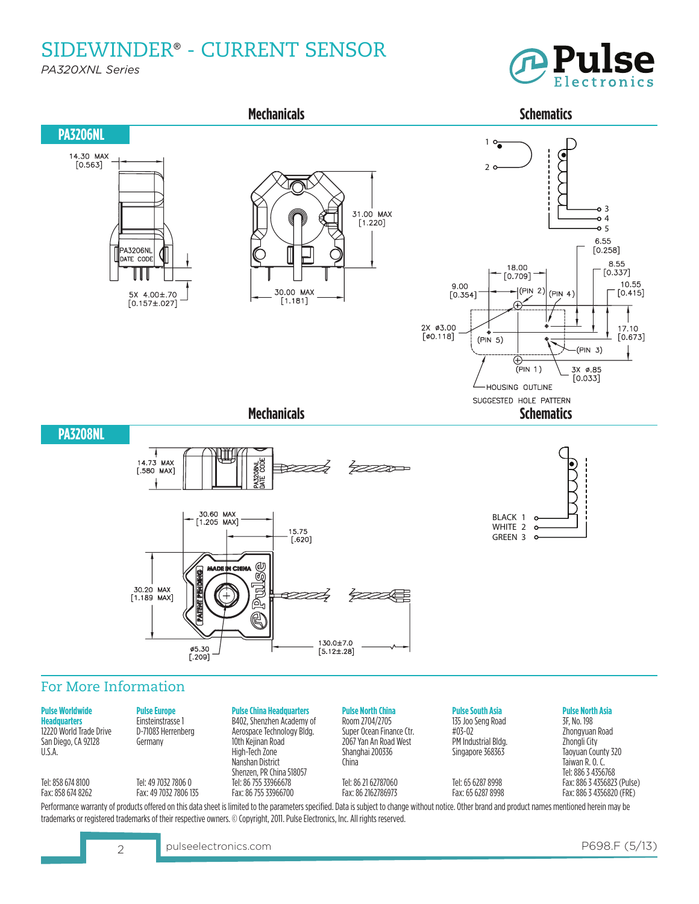## PA3206NL

### Mechanicals

14.30 MAX [0.563]

PA3206NL DATE CODE

5X 4.00±.70 [0.157±.027]

31.00 MAX [1.220]

30.00 MAX [1.181]

### Schematics

1, 2, 3, 4, 5

6.55 [0.258]

18.00 [0.709]

8.55 [0.337]

9.00 [0.354]

10.55 [0.415]

(PIN 2) (PIN 4)

2X ø3.00 [ø0.118]

(PIN 5)

17.10 [0.673]

(PIN 3)

(PIN 1)

3X ø.85 [0.033]

HOUSING OUTLINE

SUGGESTED HOLE PATTERN

## PA3208NL

### Mechanicals

14.73 MAX [.580 MAX]

PA3208NL DATE CODE

30.60 MAX [1.205 MAX]

15.75 [.620]

30.20 MAX [1.189 MAX]

MADE IN CHINA

PATENT PENDING

Pulse

ø5.30 [.209]

130.0±7.0 [5.12±.28]

### Schematics

BLACK 1

WHITE 2

GREEN 3

## For More Information

**Pulse Worldwide Headquarters**
12220 World Trade Drive
San Diego, CA 92128
U.S.A.
Tel: 858 674 8100
Fax: 858 674 8262

**Pulse Europe**
Einsteinstrasse 1
D-71083 Herrenberg
Germany
Tel: 49 7032 7806 0
Fax: 49 7032 7806 135

**Pulse China Headquarters**
B402, Shenzhen Academy of
Aerospace Technology Bldg.
10th Kejinan Road
High-Tech Zone
Nanshan District
Shenzen, PR China 518057
Tel: 86 755 33966678
Fax: 86 755 33966700

**Pulse North China**
Room 2704/2705
Super Ocean Finance Ctr.
2067 Yan An Road West
Shanghai 200336
China
Tel: 86 21 62787060
Fax: 86 2162786973

**Pulse South Asia**
135 Joo Seng Road
#03-02
PM Industrial Bldg.
Singapore 368363
Tel: 65 6287 8998
Fax: 65 6287 8998

**Pulse North Asia**
3F, No. 198
Zhongyuan Road
Zhongli City
Taoyuan County 320
Taiwan R. O. C.
Tel: 886 3 4356768
Fax: 886 3 4356823 (Pulse)
Fax: 886 3 4356820 (FRE)

Performance warranty of products offered on this data sheet is limited to the parameters specified. Data is subject to change without notice. Other brand and product names mentioned herein may be trademarks or registered trademarks of their respective owners. © Copyright, 2011. Pulse Electronics, Inc. All rights reserved.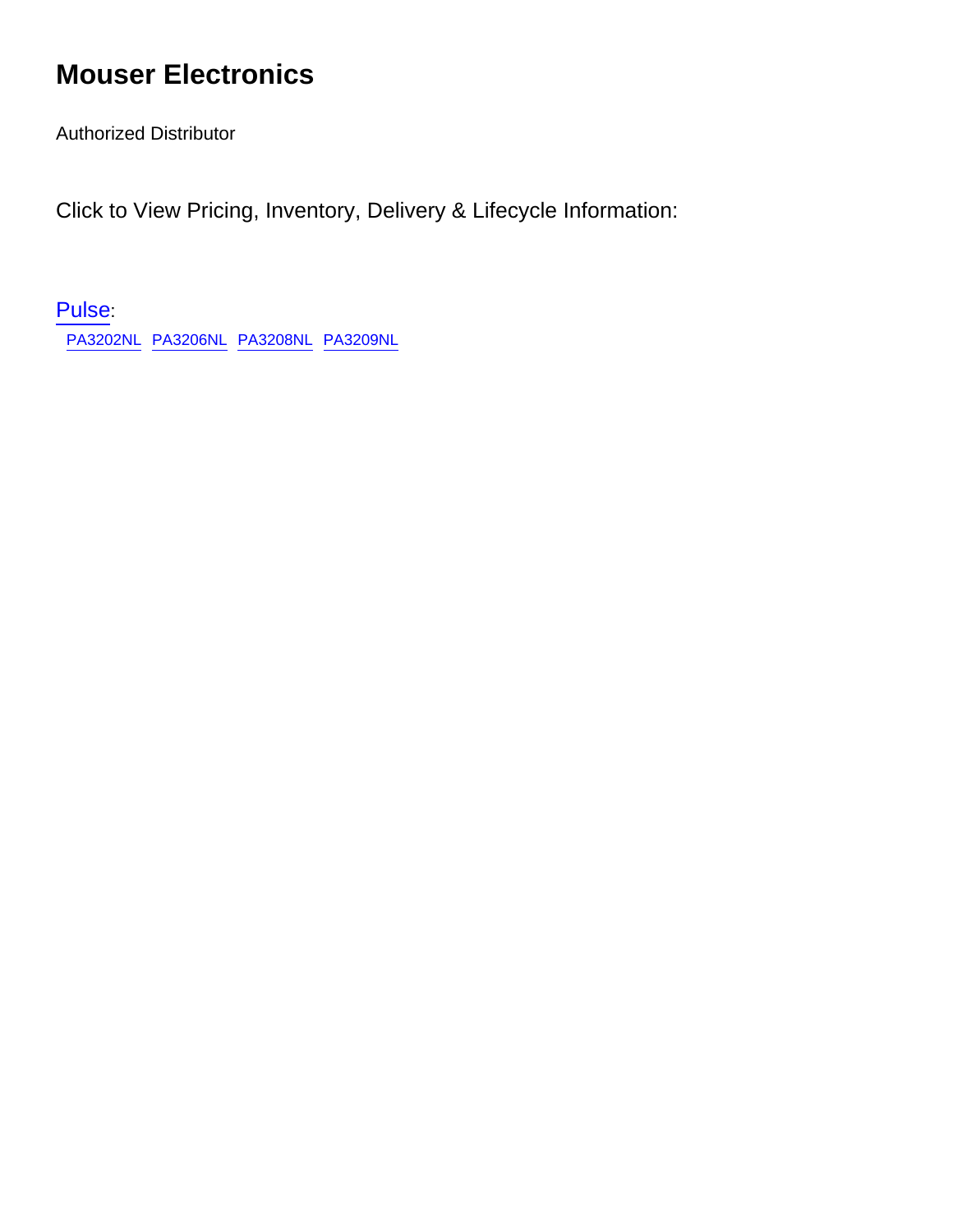# Mouser Electronics

Authorized Distributor

Click to View Pricing, Inventory, Delivery & Lifecycle Information:

Pulse:

PA3202NL PA3206NL PA3208NL PA3209NL